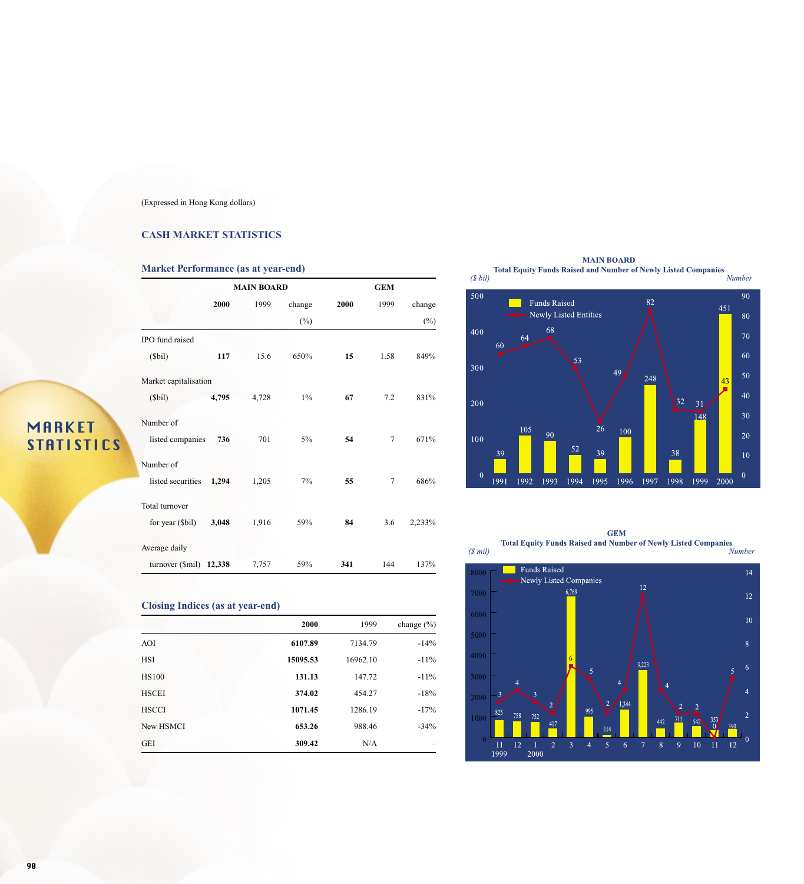# MARKET STATISTICS

(Expressed in Hong Kong dollars)

## CASH MARKET STATISTICS

### Market Performance (as at year-end)

| | MAIN BOARD | | | GEM | | |
|---|---|---|---|---|---|---|
| | **2000** | 1999 | change (%) | **2000** | 1999 | change (%) |
| IPO fund raised ($bil) | **117** | 15.6 | 650% | **15** | 1.58 | 849% |
| Market capitalisation ($bil) | **4,795** | 4,728 | 1% | **67** | 7.2 | 831% |
| Number of listed companies | **736** | 701 | 5% | **54** | 7 | 671% |
| Number of listed securities | **1,294** | 1,205 | 7% | **55** | 7 | 686% |
| Total turnover for year ($bil) | **3,048** | 1,916 | 59% | **84** | 3.6 | 2,233% |
| Average daily turnover ($mil) | **12,338** | 7,757 | 59% | **341** | 144 | 137% |

### Closing Indices (as at year-end)

| | **2000** | 1999 | change (%) |
|---|---|---|---|
| AOI | **6107.89** | 7134.79 | -14% |
| HSI | **15095.53** | 16962.10 | -11% |
| HS100 | **131.13** | 147.72 | -11% |
| HSCEI | **374.02** | 454.27 | -18% |
| HSCCI | **1071.45** | 1286.19 | -17% |
| New HSMCI | **653.26** | 988.46 | -34% |
| GEI | **309.42** | N/A | – |

**MAIN BOARD**
**Total Equity Funds Raised and Number of Newly Listed Companies**

| Year | Funds Raised ($ bil) | Newly Listed Entities (Number) |
|---|---|---|
| 1991 | 39 | 60 |
| 1992 | 105 | 64 |
| 1993 | 90 | 68 |
| 1994 | 52 | 53 |
| 1995 | 39 | 26 |
| 1996 | 100 | 49 |
| 1997 | 248 | 82 |
| 1998 | 38 | 32 |
| 1999 | 148 | 31 |
| 2000 | 451 | 43 |

**GEM**
**Total Equity Funds Raised and Number of Newly Listed Companies**

| Month | Funds Raised ($ mil) | Newly Listed Companies (Number) |
|---|---|---|
| 11/1999 | 825 | 3 |
| 12/1999 | 758 | 4 |
| 1/2000 | 752 | 3 |
| 2 | 417 | 2 |
| 3 | 6,769 | 6 |
| 4 | 995 | 5 |
| 5 | 114 | 2 |
| 6 | 1,344 | 4 |
| 7 | 3,223 | 12 |
| 8 | 442 | 4 |
| 9 | 715 | 2 |
| 10 | 542 | 2 |
| 11 | 353 | 0 |
| 12 | 390 | 5 |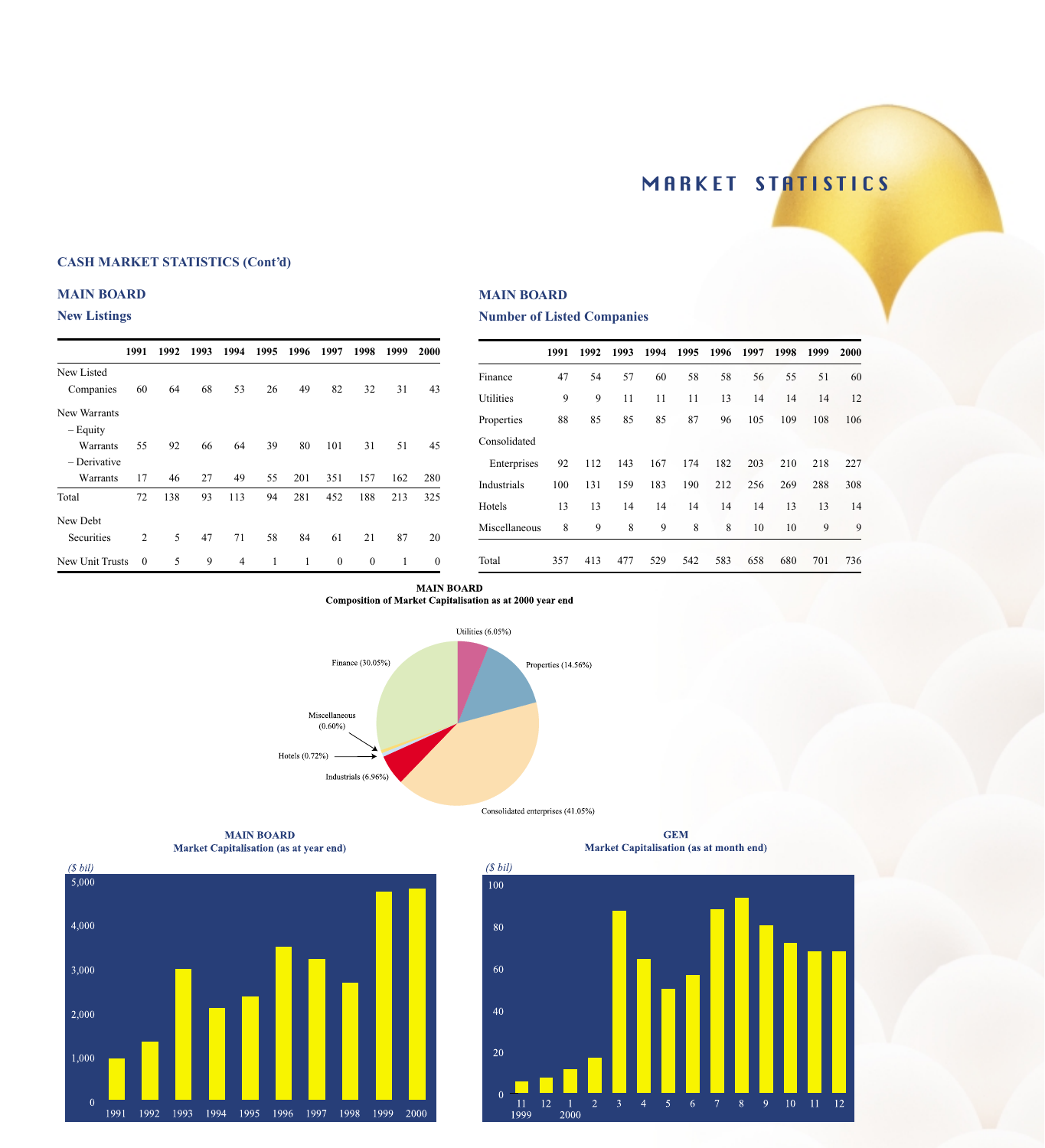# MARKET STATISTICS

## CASH MARKET STATISTICS (Cont'd)

### MAIN BOARD

#### New Listings

| | 1991 | 1992 | 1993 | 1994 | 1995 | 1996 | 1997 | 1998 | 1999 | 2000 |
|---|---|---|---|---|---|---|---|---|---|---|
| New Listed Companies | 60 | 64 | 68 | 53 | 26 | 49 | 82 | 32 | 31 | 43 |
| New Warrants | | | | | | | | | | |
| – Equity Warrants | 55 | 92 | 66 | 64 | 39 | 80 | 101 | 31 | 51 | 45 |
| – Derivative Warrants | 17 | 46 | 27 | 49 | 55 | 201 | 351 | 157 | 162 | 280 |
| Total | 72 | 138 | 93 | 113 | 94 | 281 | 452 | 188 | 213 | 325 |
| New Debt Securities | 2 | 5 | 47 | 71 | 58 | 84 | 61 | 21 | 87 | 20 |
| New Unit Trusts | 0 | 5 | 9 | 4 | 1 | 1 | 0 | 0 | 1 | 0 |

### MAIN BOARD

#### Number of Listed Companies

| | 1991 | 1992 | 1993 | 1994 | 1995 | 1996 | 1997 | 1998 | 1999 | 2000 |
|---|---|---|---|---|---|---|---|---|---|---|
| Finance | 47 | 54 | 57 | 60 | 58 | 58 | 56 | 55 | 51 | 60 |
| Utilities | 9 | 9 | 11 | 11 | 11 | 13 | 14 | 14 | 14 | 12 |
| Properties | 88 | 85 | 85 | 85 | 87 | 96 | 105 | 109 | 108 | 106 |
| Consolidated Enterprises | 92 | 112 | 143 | 167 | 174 | 182 | 203 | 210 | 218 | 227 |
| Industrials | 100 | 131 | 159 | 183 | 190 | 212 | 256 | 269 | 288 | 308 |
| Hotels | 13 | 13 | 14 | 14 | 14 | 14 | 14 | 13 | 13 | 14 |
| Miscellaneous | 8 | 9 | 8 | 9 | 8 | 8 | 10 | 10 | 9 | 9 |
| Total | 357 | 413 | 477 | 529 | 542 | 583 | 658 | 680 | 701 | 736 |

**MAIN BOARD**
**Composition of Market Capitalisation as at 2000 year end**

Utilities (6.05%)
Properties (14.56%)
Consolidated enterprises (41.05%)
Industrials (6.96%)
Hotels (0.72%)
Miscellaneous (0.60%)
Finance (30.05%)

**MAIN BOARD**
**Market Capitalisation (as at year end)**

($ bil)

**GEM**
**Market Capitalisation (as at month end)**

($ bil)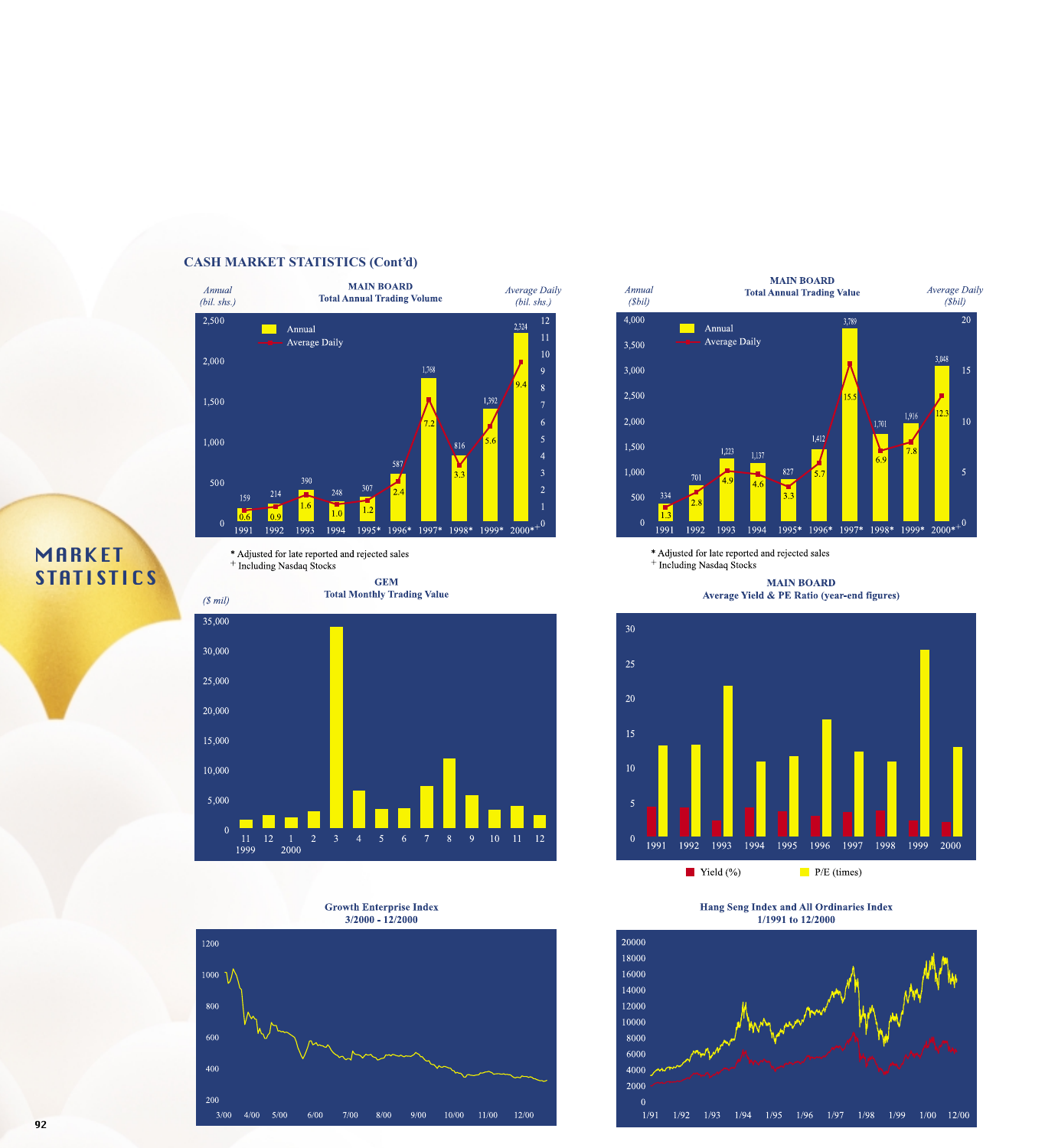## CASH MARKET STATISTICS (Cont'd)

### MAIN BOARD Total Annual Trading Volume

*Annual (bil. shs.)* — *Average Daily (bil. shs.)*

| Year | Annual | Average Daily |
|---|---|---|
| 1991 | 159 | 0.6 |
| 1992 | 214 | 0.9 |
| 1993 | 390 | 1.6 |
| 1994 | 248 | 1.0 |
| 1995* | 307 | 1.2 |
| 1996* | 587 | 2.4 |
| 1997* | 1,768 | 7.2 |
| 1998* | 816 | 3.3 |
| 1999* | 1,392 | 5.6 |
| 2000*+ | 2,324 | 9.4 |

\* Adjusted for late reported and rejected sales
+ Including Nasdaq Stocks

### MAIN BOARD Total Annual Trading Value

*Annual ($bil)* — *Average Daily ($bil)*

| Year | Annual | Average Daily |
|---|---|---|
| 1991 | 334 | 1.3 |
| 1992 | 701 | 2.8 |
| 1993 | 1,223 | 4.9 |
| 1994 | 1,137 | 4.6 |
| 1995* | 827 | 3.3 |
| 1996* | 1,412 | 5.7 |
| 1997* | 3,789 | 15.5 |
| 1998* | 1,701 | 6.9 |
| 1999* | 1,916 | 7.8 |
| 2000*+ | 3,048 | 12.3 |

\* Adjusted for late reported and rejected sales
+ Including Nasdaq Stocks

### GEM Total Monthly Trading Value

*($ mil)*

Months: 11, 12 (1999); 1, 2, 3, 4, 5, 6, 7, 8, 9, 10, 11, 12 (2000)

### MAIN BOARD Average Yield & PE Ratio (year-end figures)

Years 1991–2000; Yield (%), P/E (times)

### Growth Enterprise Index 3/2000 - 12/2000

### Hang Seng Index and All Ordinaries Index 1/1991 to 12/2000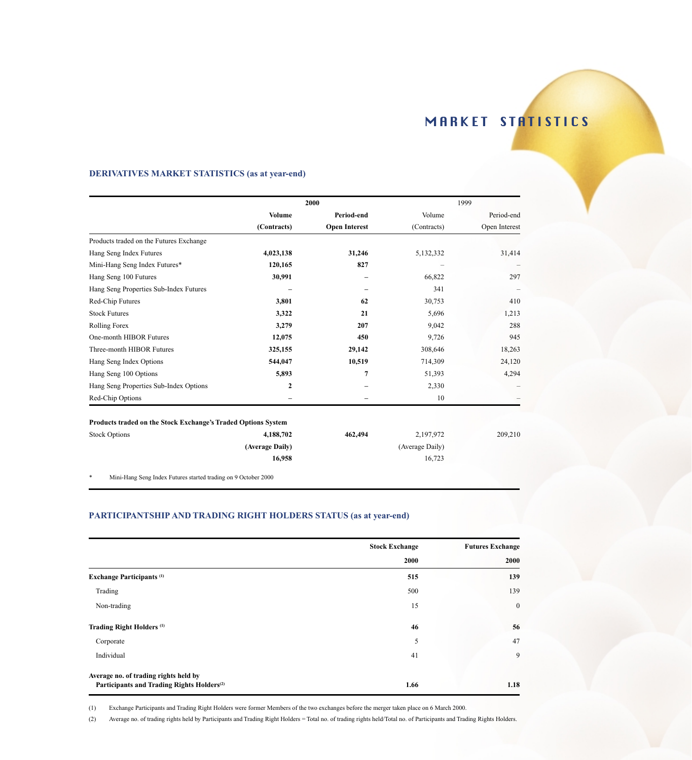# MARKET STATISTICS

## DERIVATIVES MARKET STATISTICS (as at year-end)

| | 2000 | | 1999 | |
|---|---|---|---|---|
| | **Volume (Contracts)** | **Period-end Open Interest** | Volume (Contracts) | Period-end Open Interest |
| Products traded on the Futures Exchange | | | | |
| Hang Seng Index Futures | **4,023,138** | **31,246** | 5,132,332 | 31,414 |
| Mini-Hang Seng Index Futures* | **120,165** | **827** | – | – |
| Hang Seng 100 Futures | **30,991** | **–** | 66,822 | 297 |
| Hang Seng Properties Sub-Index Futures | **–** | **–** | 341 | – |
| Red-Chip Futures | **3,801** | **62** | 30,753 | 410 |
| Stock Futures | **3,322** | **21** | 5,696 | 1,213 |
| Rolling Forex | **3,279** | **207** | 9,042 | 288 |
| One-month HIBOR Futures | **12,075** | **450** | 9,726 | 945 |
| Three-month HIBOR Futures | **325,155** | **29,142** | 308,646 | 18,263 |
| Hang Seng Index Options | **544,047** | **10,519** | 714,309 | 24,120 |
| Hang Seng 100 Options | **5,893** | **7** | 51,393 | 4,294 |
| Hang Seng Properties Sub-Index Options | **2** | **–** | 2,330 | – |
| Red-Chip Options | **–** | **–** | 10 | – |
| **Products traded on the Stock Exchange's Traded Options System** | | | | |
| Stock Options | **4,188,702** | **462,494** | 2,197,972 | 209,210 |
| | **(Average Daily)** | | (Average Daily) | |
| | **16,958** | | 16,723 | |

\* Mini-Hang Seng Index Futures started trading on 9 October 2000

## PARTICIPANTSHIP AND TRADING RIGHT HOLDERS STATUS (as at year-end)

| | Stock Exchange 2000 | Futures Exchange 2000 |
|---|---|---|
| **Exchange Participants (1)** | **515** | **139** |
| Trading | 500 | 139 |
| Non-trading | 15 | 0 |
| **Trading Right Holders (1)** | **46** | **56** |
| Corporate | 5 | 47 |
| Individual | 41 | 9 |
| **Average no. of trading rights held by Participants and Trading Rights Holders(2)** | **1.66** | **1.18** |

(1) Exchange Participants and Trading Right Holders were former Members of the two exchanges before the merger taken place on 6 March 2000.

(2) Average no. of trading rights held by Participants and Trading Right Holders = Total no. of trading rights held/Total no. of Participants and Trading Rights Holders.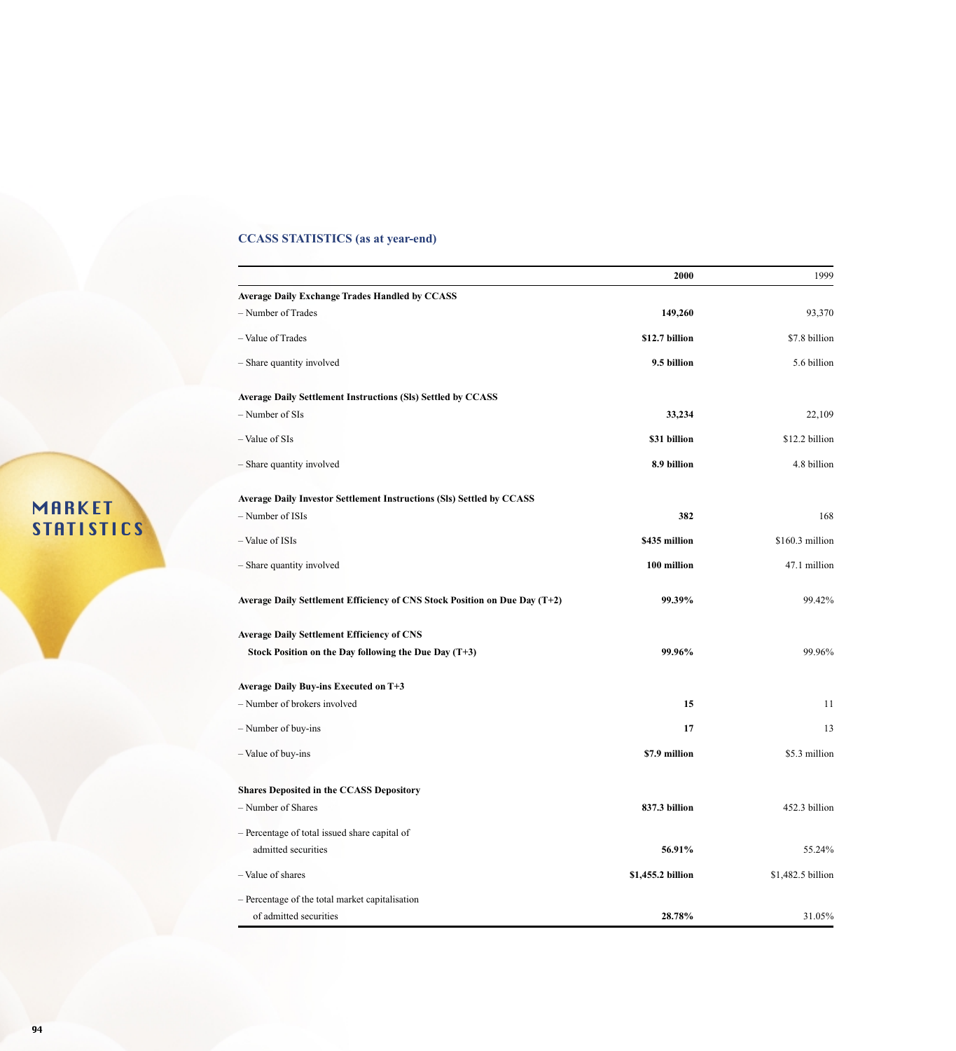# MARKET STATISTICS

## CCASS STATISTICS (as at year-end)

| | 2000 | 1999 |
|---|---|---|
| **Average Daily Exchange Trades Handled by CCASS** | | |
| – Number of Trades | **149,260** | 93,370 |
| – Value of Trades | **$12.7 billion** | $7.8 billion |
| – Share quantity involved | **9.5 billion** | 5.6 billion |
| **Average Daily Settlement Instructions (SIs) Settled by CCASS** | | |
| – Number of SIs | **33,234** | 22,109 |
| – Value of SIs | **$31 billion** | $12.2 billion |
| – Share quantity involved | **8.9 billion** | 4.8 billion |
| **Average Daily Investor Settlement Instructions (SIs) Settled by CCASS** | | |
| – Number of ISIs | **382** | 168 |
| – Value of ISIs | **$435 million** | $160.3 million |
| – Share quantity involved | **100 million** | 47.1 million |
| **Average Daily Settlement Efficiency of CNS Stock Position on Due Day (T+2)** | **99.39%** | 99.42% |
| **Average Daily Settlement Efficiency of CNS Stock Position on the Day following the Due Day (T+3)** | **99.96%** | 99.96% |
| **Average Daily Buy-ins Executed on T+3** | | |
| – Number of brokers involved | **15** | 11 |
| – Number of buy-ins | **17** | 13 |
| – Value of buy-ins | **$7.9 million** | $5.3 million |
| **Shares Deposited in the CCASS Depository** | | |
| – Number of Shares | **837.3 billion** | 452.3 billion |
| – Percentage of total issued share capital of admitted securities | **56.91%** | 55.24% |
| – Value of shares | **$1,455.2 billion** | $1,482.5 billion |
| – Percentage of the total market capitalisation of admitted securities | **28.78%** | 31.05% |